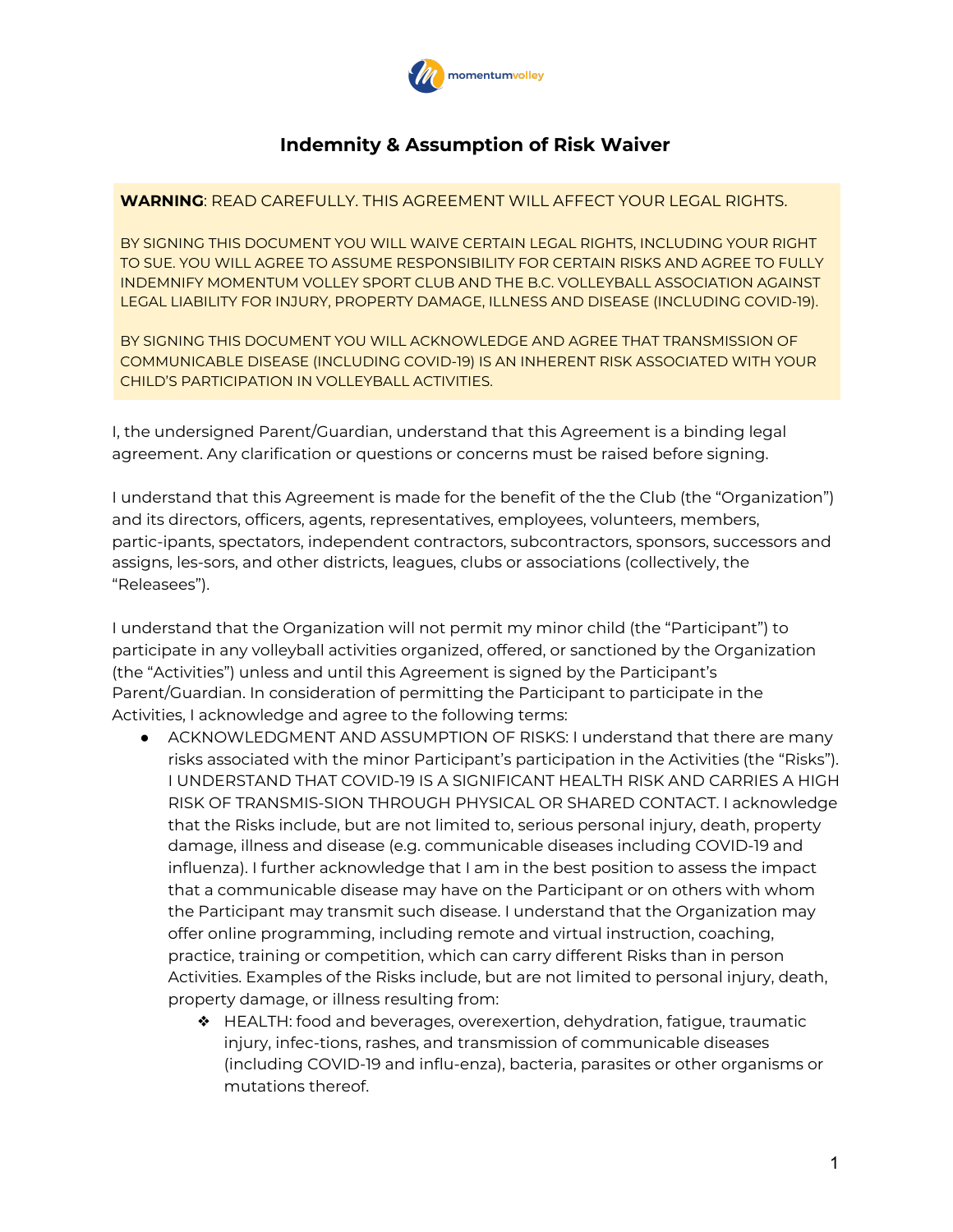# Indemnity & Assumption of Risk Waiver

**WARNING**: READ CAREFULLY. THIS AGREEMENT WILL AFFECT YOUR LEGAL RIGHTS.

BY SIGNING THIS DOCUMENT YOU WILL WAIVE CERTAIN LEGAL RIGHTS, INCLUDING YOUR RIGHT TO SUE. YOU WILL AGREE TO ASSUME RESPONSIBILITY FOR CERTAIN RISKS AND AGREE TO FULLY INDEMNIFY MOMENTUM VOLLEY SPORT CLUB AND THE B.C. VOLLEYBALL ASSOCIATION AGAINST LEGAL LIABILITY FOR INJURY, PROPERTY DAMAGE, ILLNESS AND DISEASE (INCLUDING COVID-19).

BY SIGNING THIS DOCUMENT YOU WILL ACKNOWLEDGE AND AGREE THAT TRANSMISSION OF COMMUNICABLE DISEASE (INCLUDING COVID-19) IS AN INHERENT RISK ASSOCIATED WITH YOUR CHILD'S PARTICIPATION IN VOLLEYBALL ACTIVITIES.

I, the undersigned Parent/Guardian, understand that this Agreement is a binding legal agreement. Any clarification or questions or concerns must be raised before signing.

I understand that this Agreement is made for the benefit of the the Club (the "Organization") and its directors, officers, agents, representatives, employees, volunteers, members, partic-ipants, spectators, independent contractors, subcontractors, sponsors, successors and assigns, les-sors, and other districts, leagues, clubs or associations (collectively, the "Releasees").

I understand that the Organization will not permit my minor child (the "Participant") to participate in any volleyball activities organized, offered, or sanctioned by the Organization (the "Activities") unless and until this Agreement is signed by the Participant's Parent/Guardian. In consideration of permitting the Participant to participate in the Activities, I acknowledge and agree to the following terms:

- ACKNOWLEDGMENT AND ASSUMPTION OF RISKS: I understand that there are many risks associated with the minor Participant's participation in the Activities (the "Risks"). I UNDERSTAND THAT COVID-19 IS A SIGNIFICANT HEALTH RISK AND CARRIES A HIGH RISK OF TRANSMIS-SION THROUGH PHYSICAL OR SHARED CONTACT. I acknowledge that the Risks include, but are not limited to, serious personal injury, death, property damage, illness and disease (e.g. communicable diseases including COVID-19 and influenza). I further acknowledge that I am in the best position to assess the impact that a communicable disease may have on the Participant or on others with whom the Participant may transmit such disease. I understand that the Organization may offer online programming, including remote and virtual instruction, coaching, practice, training or competition, which can carry different Risks than in person Activities. Examples of the Risks include, but are not limited to personal injury, death, property damage, or illness resulting from:
    - HEALTH: food and beverages, overexertion, dehydration, fatigue, traumatic injury, infec-tions, rashes, and transmission of communicable diseases (including COVID-19 and influ-enza), bacteria, parasites or other organisms or mutations thereof.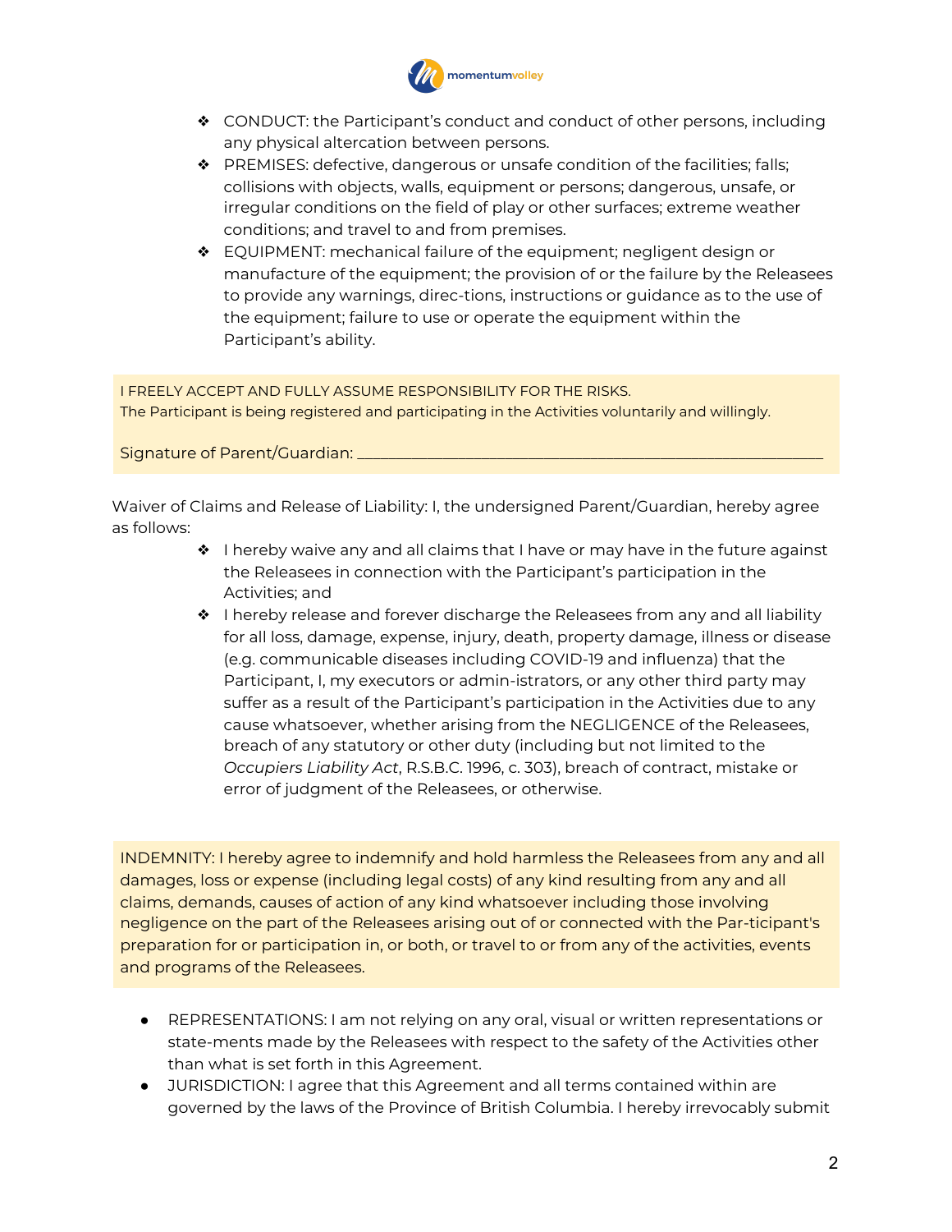- CONDUCT: the Participant's conduct and conduct of other persons, including any physical altercation between persons.
- PREMISES: defective, dangerous or unsafe condition of the facilities; falls; collisions with objects, walls, equipment or persons; dangerous, unsafe, or irregular conditions on the field of play or other surfaces; extreme weather conditions; and travel to and from premises.
- EQUIPMENT: mechanical failure of the equipment; negligent design or manufacture of the equipment; the provision of or the failure by the Releasees to provide any warnings, direc-tions, instructions or guidance as to the use of the equipment; failure to use or operate the equipment within the Participant's ability.

I FREELY ACCEPT AND FULLY ASSUME RESPONSIBILITY FOR THE RISKS.
The Participant is being registered and participating in the Activities voluntarily and willingly.

Signature of Parent/Guardian: ______________________________________________

Waiver of Claims and Release of Liability: I, the undersigned Parent/Guardian, hereby agree as follows:

- I hereby waive any and all claims that I have or may have in the future against the Releasees in connection with the Participant's participation in the Activities; and
- I hereby release and forever discharge the Releasees from any and all liability for all loss, damage, expense, injury, death, property damage, illness or disease (e.g. communicable diseases including COVID-19 and influenza) that the Participant, I, my executors or admin-istrators, or any other third party may suffer as a result of the Participant's participation in the Activities due to any cause whatsoever, whether arising from the NEGLIGENCE of the Releasees, breach of any statutory or other duty (including but not limited to the *Occupiers Liability Act*, R.S.B.C. 1996, c. 303), breach of contract, mistake or error of judgment of the Releasees, or otherwise.

INDEMNITY: I hereby agree to indemnify and hold harmless the Releasees from any and all damages, loss or expense (including legal costs) of any kind resulting from any and all claims, demands, causes of action of any kind whatsoever including those involving negligence on the part of the Releasees arising out of or connected with the Par-ticipant's preparation for or participation in, or both, or travel to or from any of the activities, events and programs of the Releasees.

- REPRESENTATIONS: I am not relying on any oral, visual or written representations or state-ments made by the Releasees with respect to the safety of the Activities other than what is set forth in this Agreement.
- JURISDICTION: I agree that this Agreement and all terms contained within are governed by the laws of the Province of British Columbia. I hereby irrevocably submit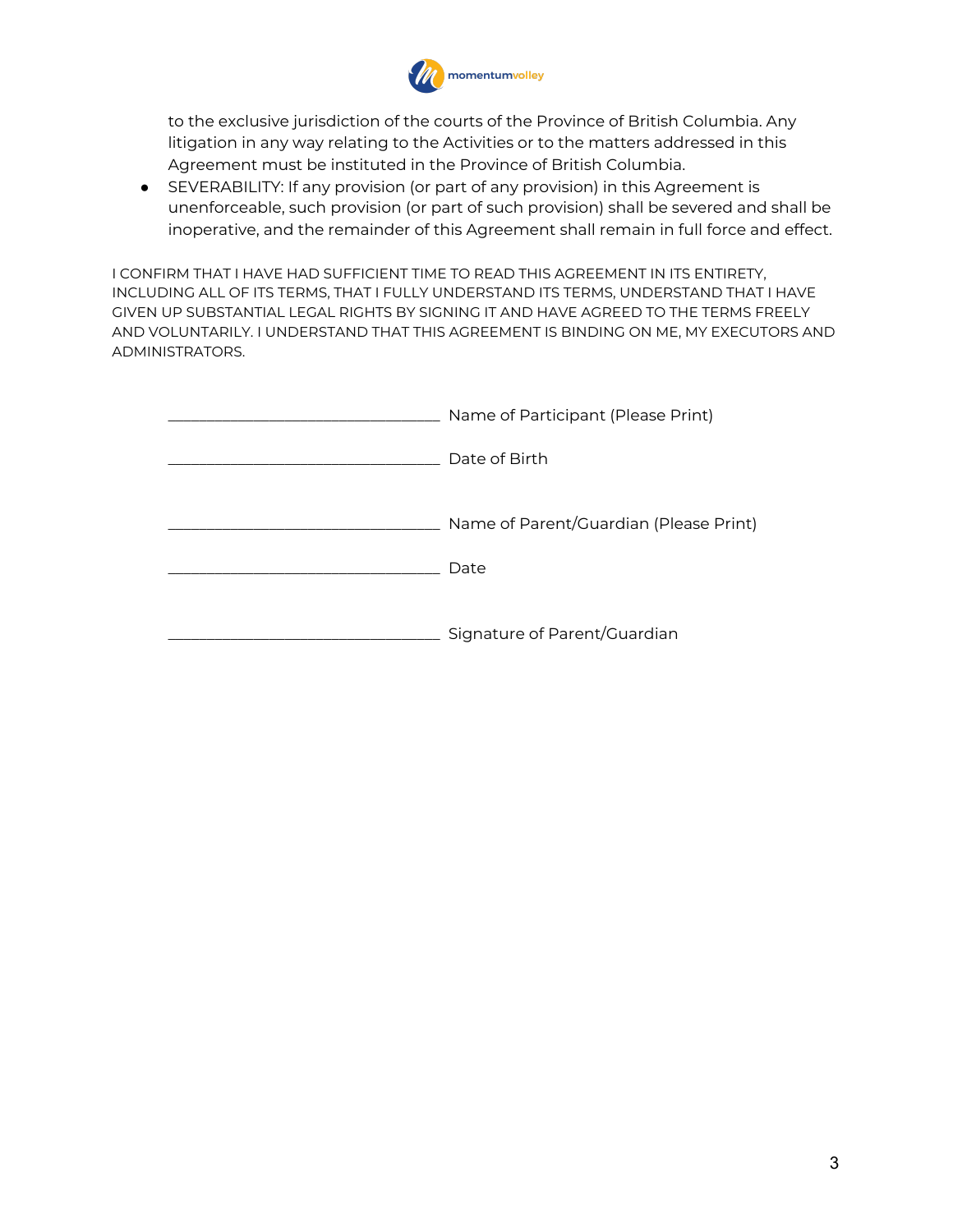to the exclusive jurisdiction of the courts of the Province of British Columbia. Any litigation in any way relating to the Activities or to the matters addressed in this Agreement must be instituted in the Province of British Columbia.

- SEVERABILITY: If any provision (or part of any provision) in this Agreement is unenforceable, such provision (or part of such provision) shall be severed and shall be inoperative, and the remainder of this Agreement shall remain in full force and effect.

I CONFIRM THAT I HAVE HAD SUFFICIENT TIME TO READ THIS AGREEMENT IN ITS ENTIRETY, INCLUDING ALL OF ITS TERMS, THAT I FULLY UNDERSTAND ITS TERMS, UNDERSTAND THAT I HAVE GIVEN UP SUBSTANTIAL LEGAL RIGHTS BY SIGNING IT AND HAVE AGREED TO THE TERMS FREELY AND VOLUNTARILY. I UNDERSTAND THAT THIS AGREEMENT IS BINDING ON ME, MY EXECUTORS AND ADMINISTRATORS.

________________________________ Name of Participant (Please Print)

________________________________ Date of Birth

________________________________ Name of Parent/Guardian (Please Print)

________________________________ Date

________________________________ Signature of Parent/Guardian